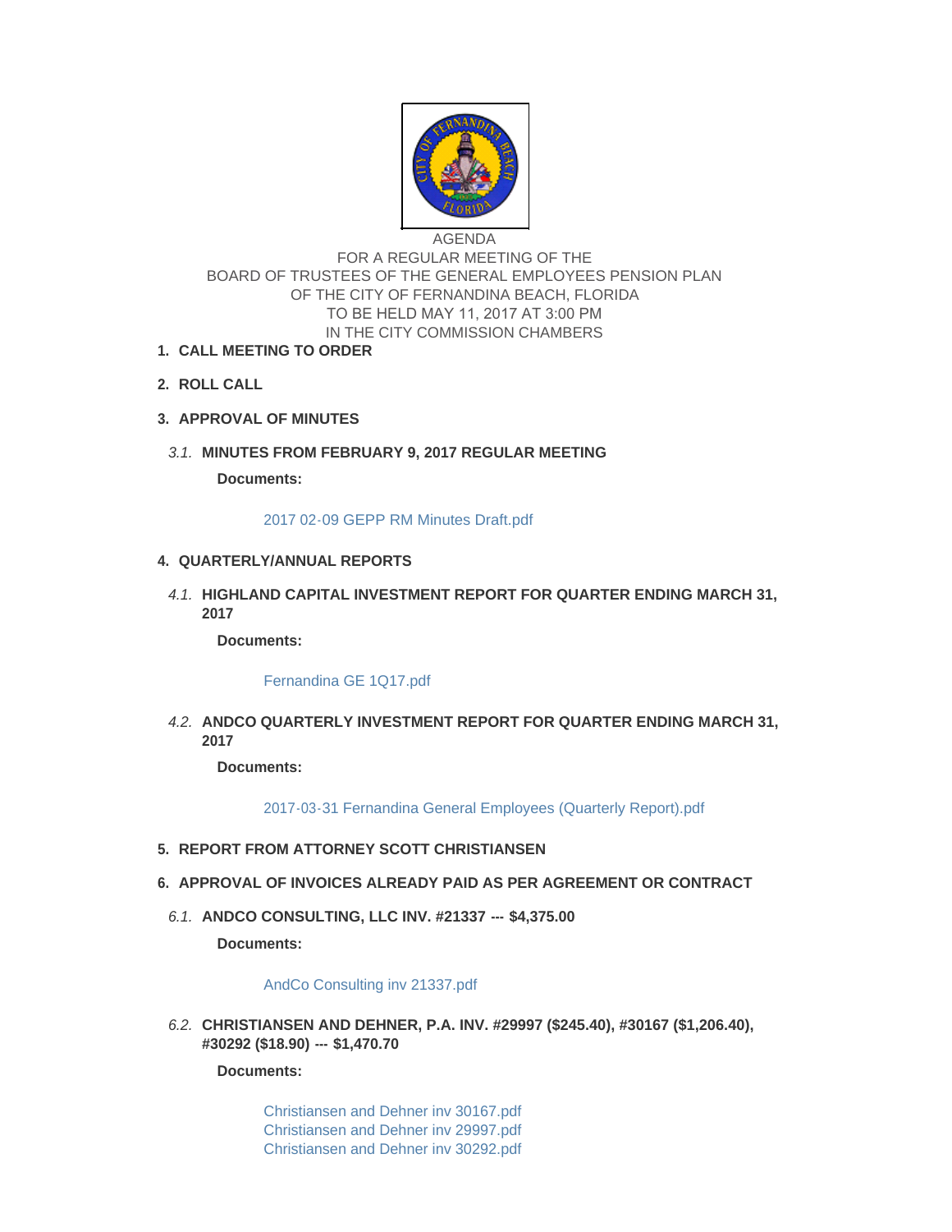AGENDA
FOR A REGULAR MEETING OF THE
BOARD OF TRUSTEES OF THE GENERAL EMPLOYEES PENSION PLAN
OF THE CITY OF FERNANDINA BEACH, FLORIDA
TO BE HELD MAY 11, 2017 AT 3:00 PM
IN THE CITY COMMISSION CHAMBERS

1. **CALL MEETING TO ORDER**

2. **ROLL CALL**

3. **APPROVAL OF MINUTES**

   3.1. **MINUTES FROM FEBRUARY 9, 2017 REGULAR MEETING**

   **Documents:**

   2017 02-09 GEPP RM Minutes Draft.pdf

4. **QUARTERLY/ANNUAL REPORTS**

   4.1. **HIGHLAND CAPITAL INVESTMENT REPORT FOR QUARTER ENDING MARCH 31, 2017**

   **Documents:**

   Fernandina GE 1Q17.pdf

   4.2. **ANDCO QUARTERLY INVESTMENT REPORT FOR QUARTER ENDING MARCH 31, 2017**

   **Documents:**

   2017-03-31 Fernandina General Employees (Quarterly Report).pdf

5. **REPORT FROM ATTORNEY SCOTT CHRISTIANSEN**

6. **APPROVAL OF INVOICES ALREADY PAID AS PER AGREEMENT OR CONTRACT**

   6.1. **ANDCO CONSULTING, LLC INV. #21337 --- $4,375.00**

   **Documents:**

   AndCo Consulting inv 21337.pdf

   6.2. **CHRISTIANSEN AND DEHNER, P.A. INV. #29997 ($245.40), #30167 ($1,206.40), #30292 ($18.90) --- $1,470.70**

   **Documents:**

   Christiansen and Dehner inv 30167.pdf
   Christiansen and Dehner inv 29997.pdf
   Christiansen and Dehner inv 30292.pdf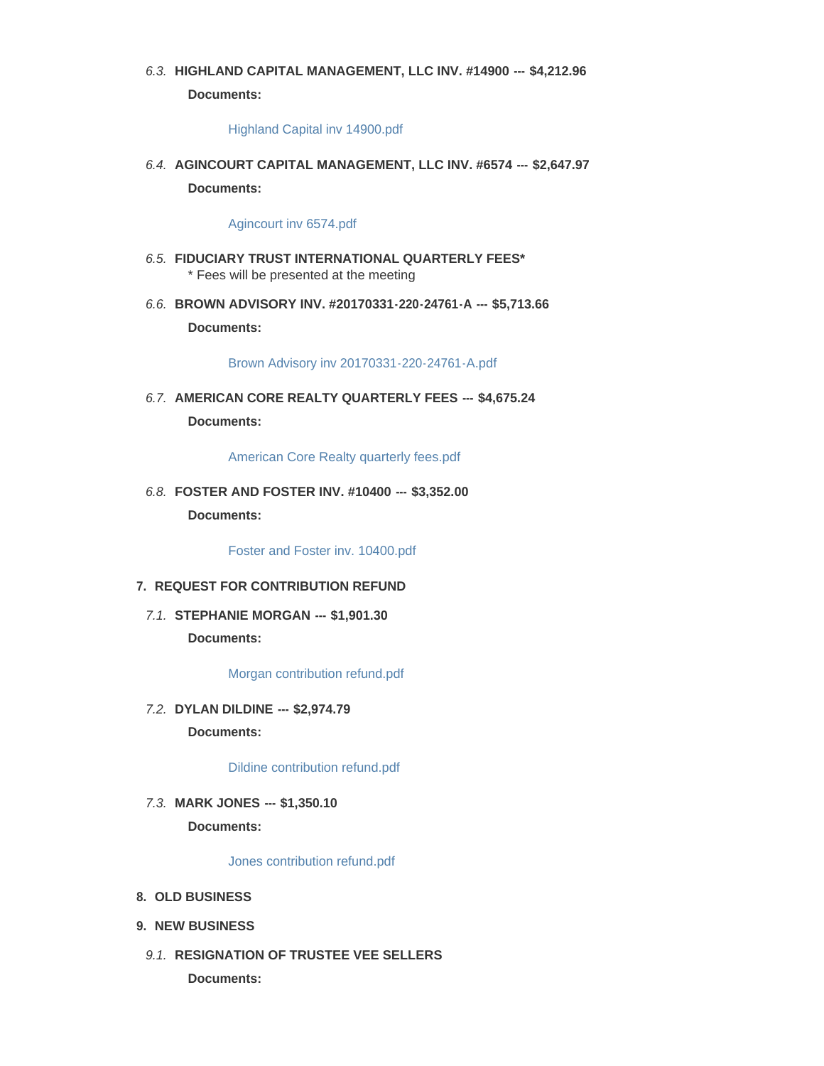6.3. **HIGHLAND CAPITAL MANAGEMENT, LLC INV. #14900 --- $4,212.96**

**Documents:**

Highland Capital inv 14900.pdf

6.4. **AGINCOURT CAPITAL MANAGEMENT, LLC INV. #6574 --- $2,647.97**

**Documents:**

Agincourt inv 6574.pdf

6.5. **FIDUCIARY TRUST INTERNATIONAL QUARTERLY FEES***

* Fees will be presented at the meeting

6.6. **BROWN ADVISORY INV. #20170331-220-24761-A --- $5,713.66**

**Documents:**

Brown Advisory inv 20170331-220-24761-A.pdf

6.7. **AMERICAN CORE REALTY QUARTERLY FEES --- $4,675.24**

**Documents:**

American Core Realty quarterly fees.pdf

6.8. **FOSTER AND FOSTER INV. #10400 --- $3,352.00**

**Documents:**

Foster and Foster inv. 10400.pdf

## 7. REQUEST FOR CONTRIBUTION REFUND

7.1. **STEPHANIE MORGAN --- $1,901.30**

**Documents:**

Morgan contribution refund.pdf

7.2. **DYLAN DILDINE --- $2,974.79**

**Documents:**

Dildine contribution refund.pdf

7.3. **MARK JONES --- $1,350.10**

**Documents:**

Jones contribution refund.pdf

## 8. OLD BUSINESS

## 9. NEW BUSINESS

9.1. **RESIGNATION OF TRUSTEE VEE SELLERS**

**Documents:**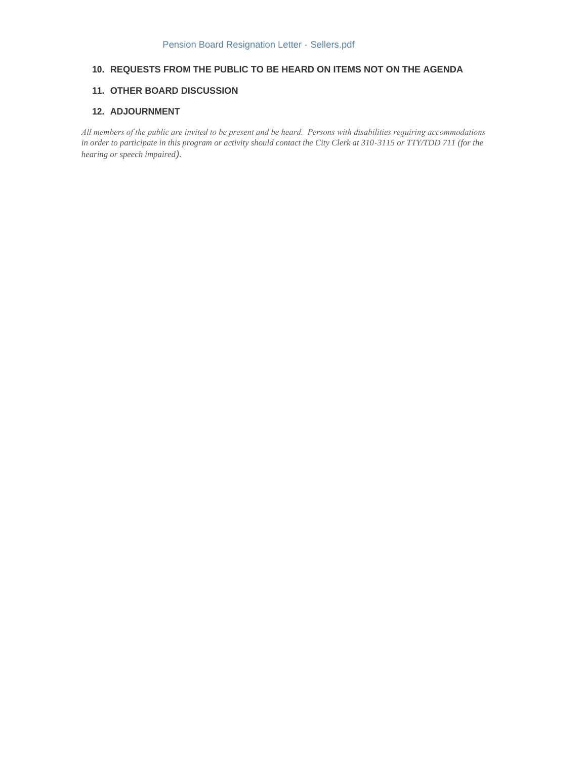Pension Board Resignation Letter - Sellers.pdf

**10. REQUESTS FROM THE PUBLIC TO BE HEARD ON ITEMS NOT ON THE AGENDA**

**11. OTHER BOARD DISCUSSION**

**12. ADJOURNMENT**

*All members of the public are invited to be present and be heard. Persons with disabilities requiring accommodations in order to participate in this program or activity should contact the City Clerk at 310-3115 or TTY/TDD 711 (for the hearing or speech impaired).*